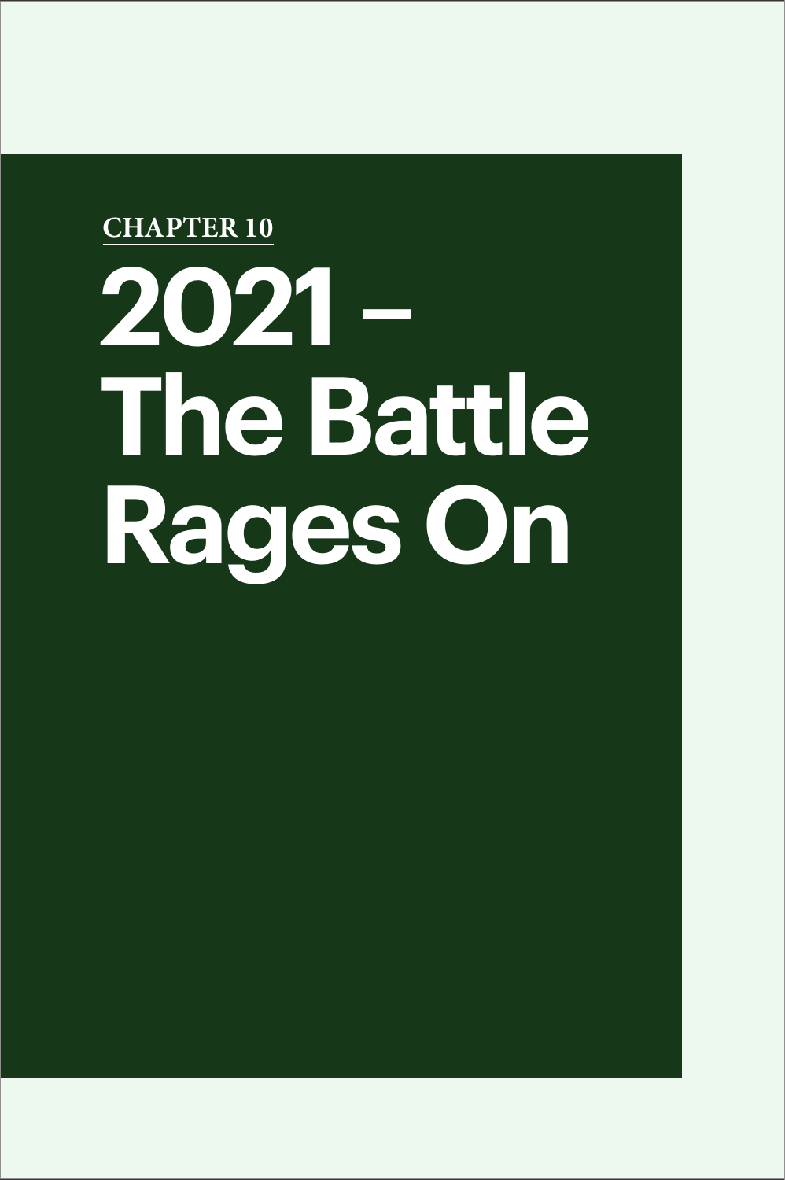CHAPTER 10

# 2021 – The Battle Rages On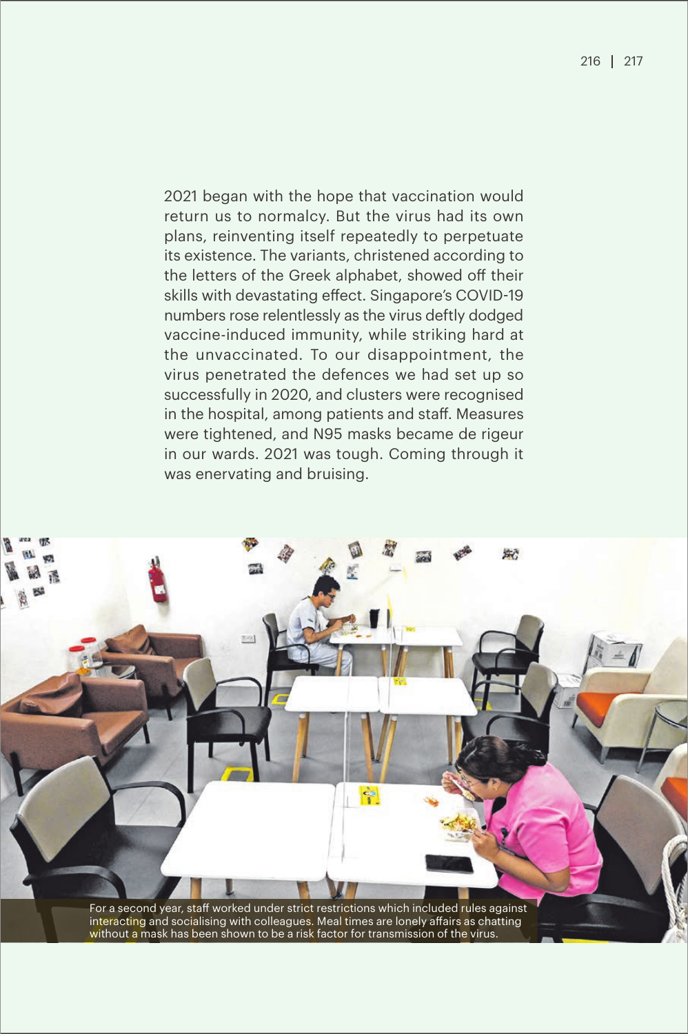2021 began with the hope that vaccination would return us to normalcy. But the virus had its own plans, reinventing itself repeatedly to perpetuate its existence. The variants, christened according to the letters of the Greek alphabet, showed off their skills with devastating effect. Singapore's COVID-19 numbers rose relentlessly as the virus deftly dodged vaccine-induced immunity, while striking hard at the unvaccinated. To our disappointment, the virus penetrated the defences we had set up so successfully in 2020, and clusters were recognised in the hospital, among patients and staff. Measures were tightened, and N95 masks became de rigeur in our wards. 2021 was tough. Coming through it was enervating and bruising.

For a second year, staff worked under strict restrictions which included rules against interacting and socialising with colleagues. Meal times are lonely affairs as chatting without a mask has been shown to be a risk factor for transmission of the virus.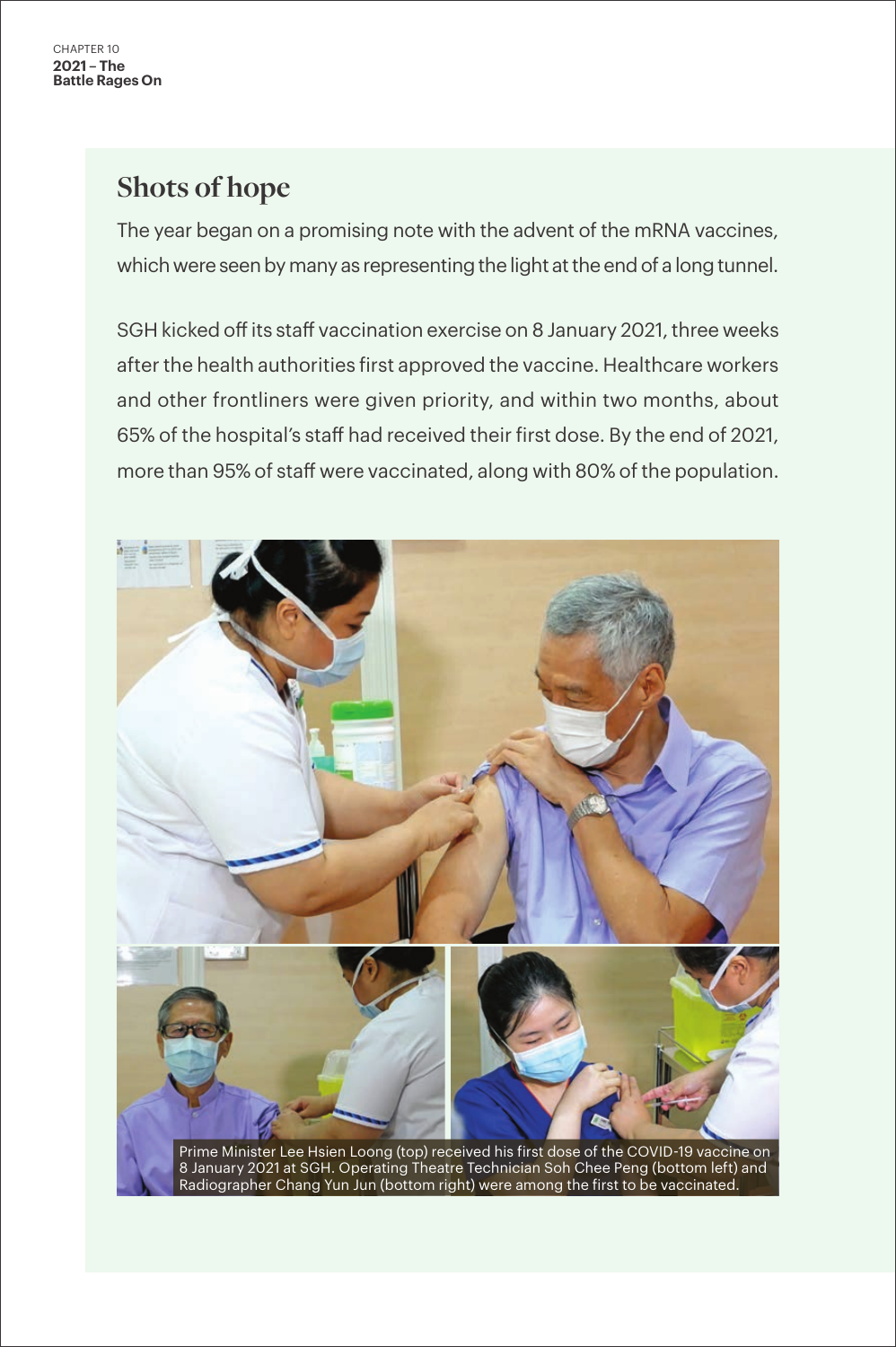## Shots of hope

The year began on a promising note with the advent of the mRNA vaccines, which were seen by many as representing the light at the end of a long tunnel.

SGH kicked off its staff vaccination exercise on 8 January 2021, three weeks after the health authorities first approved the vaccine. Healthcare workers and other frontliners were given priority, and within two months, about 65% of the hospital's staff had received their first dose. By the end of 2021, more than 95% of staff were vaccinated, along with 80% of the population.

Prime Minister Lee Hsien Loong (top) received his first dose of the COVID-19 vaccine on 8 January 2021 at SGH. Operating Theatre Technician Soh Chee Peng (bottom left) and Radiographer Chang Yun Jun (bottom right) were among the first to be vaccinated.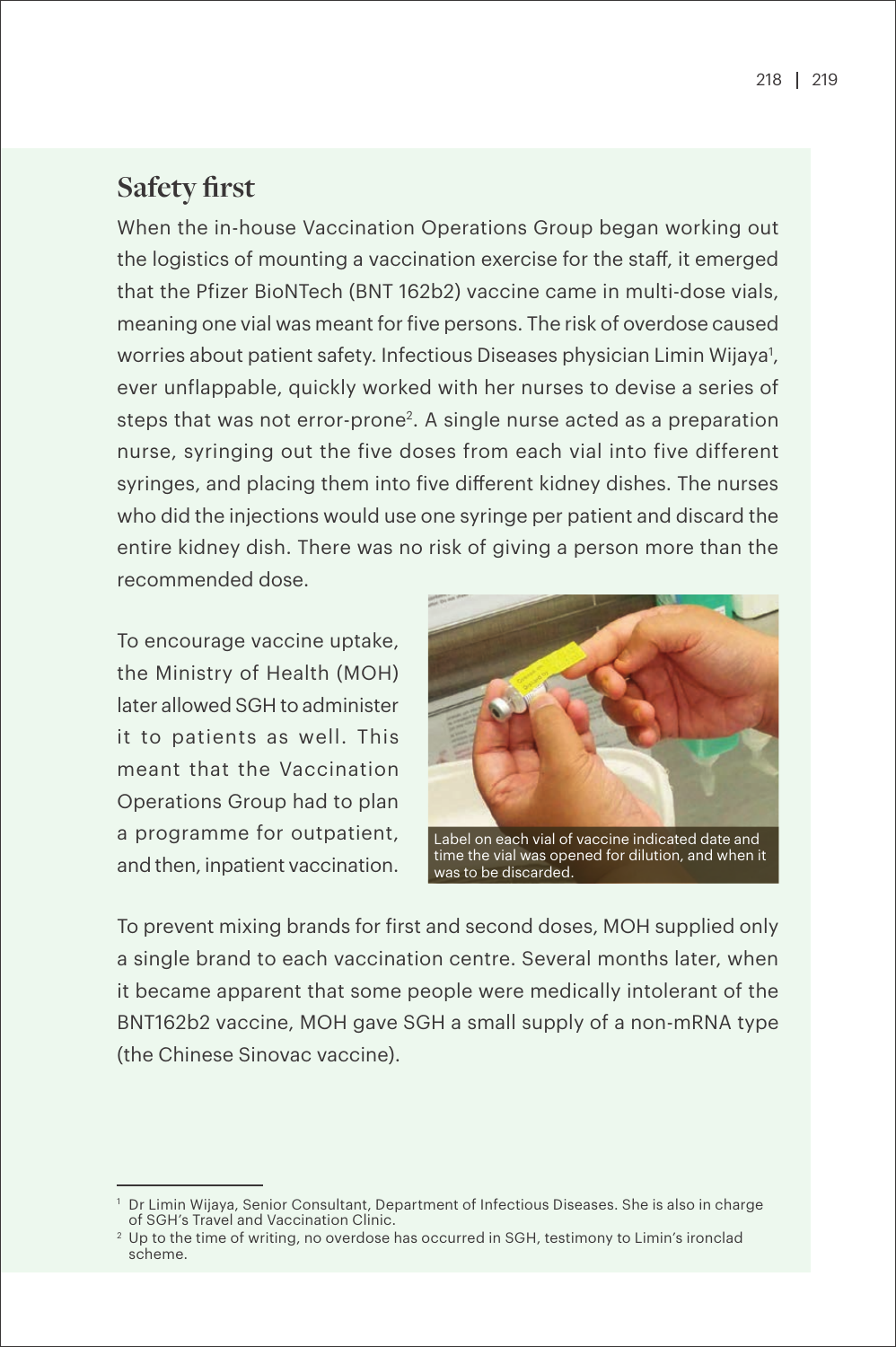## Safety first

When the in-house Vaccination Operations Group began working out the logistics of mounting a vaccination exercise for the staff, it emerged that the Pfizer BioNTech (BNT 162b2) vaccine came in multi-dose vials, meaning one vial was meant for five persons. The risk of overdose caused worries about patient safety. Infectious Diseases physician Limin Wijaya[1], ever unflappable, quickly worked with her nurses to devise a series of steps that was not error-prone[2]. A single nurse acted as a preparation nurse, syringing out the five doses from each vial into five different syringes, and placing them into five different kidney dishes. The nurses who did the injections would use one syringe per patient and discard the entire kidney dish. There was no risk of giving a person more than the recommended dose.

To encourage vaccine uptake, the Ministry of Health (MOH) later allowed SGH to administer it to patients as well. This meant that the Vaccination Operations Group had to plan a programme for outpatient, and then, inpatient vaccination.

Label on each vial of vaccine indicated date and time the vial was opened for dilution, and when it was to be discarded.

To prevent mixing brands for first and second doses, MOH supplied only a single brand to each vaccination centre. Several months later, when it became apparent that some people were medically intolerant of the BNT162b2 vaccine, MOH gave SGH a small supply of a non-mRNA type (the Chinese Sinovac vaccine).

---

[1] Dr Limin Wijaya, Senior Consultant, Department of Infectious Diseases. She is also in charge of SGH's Travel and Vaccination Clinic.

[2] Up to the time of writing, no overdose has occurred in SGH, testimony to Limin's ironclad scheme.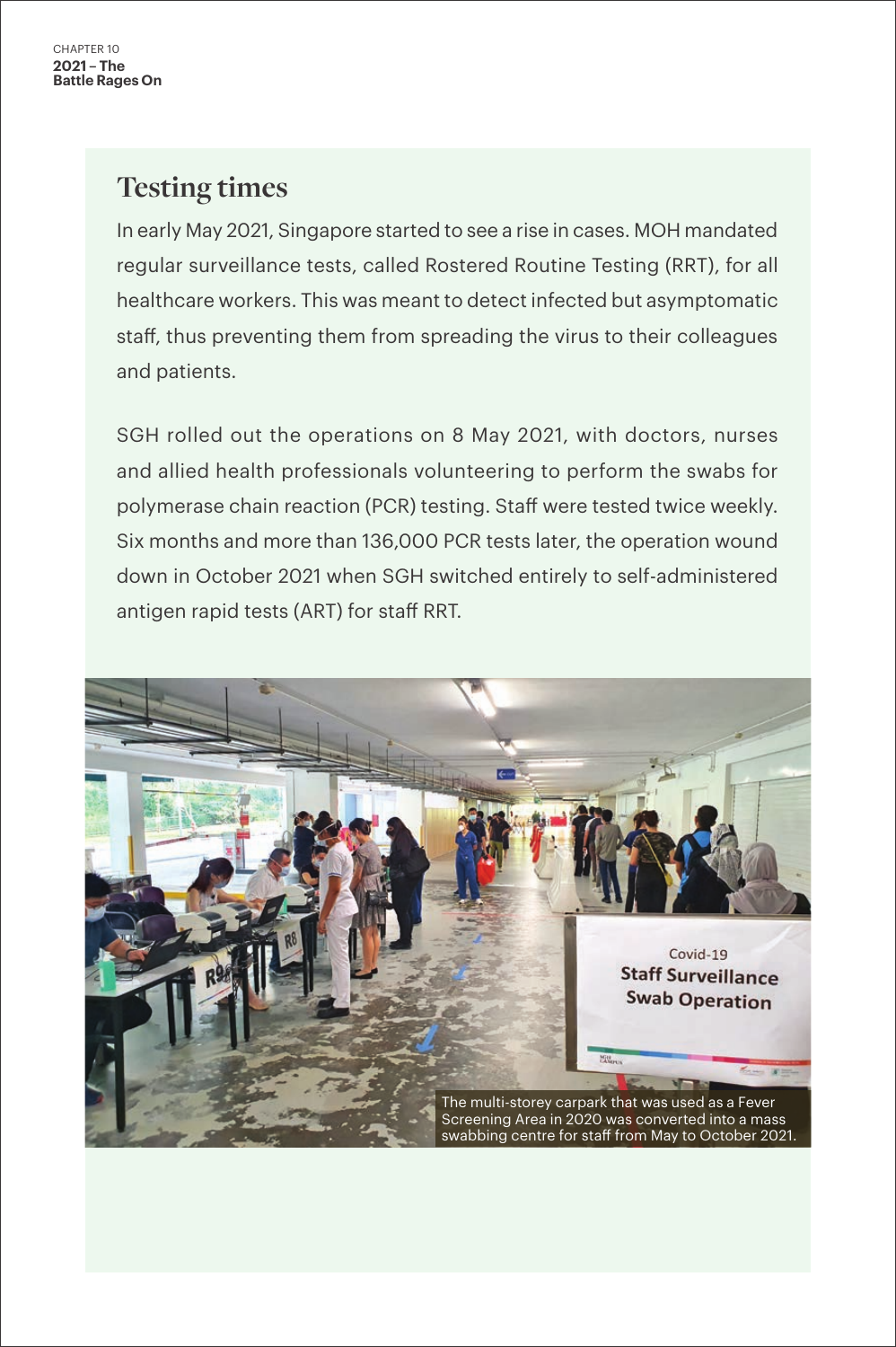## Testing times

In early May 2021, Singapore started to see a rise in cases. MOH mandated regular surveillance tests, called Rostered Routine Testing (RRT), for all healthcare workers. This was meant to detect infected but asymptomatic staff, thus preventing them from spreading the virus to their colleagues and patients.

SGH rolled out the operations on 8 May 2021, with doctors, nurses and allied health professionals volunteering to perform the swabs for polymerase chain reaction (PCR) testing. Staff were tested twice weekly. Six months and more than 136,000 PCR tests later, the operation wound down in October 2021 when SGH switched entirely to self-administered antigen rapid tests (ART) for staff RRT.

The multi-storey carpark that was used as a Fever Screening Area in 2020 was converted into a mass swabbing centre for staff from May to October 2021.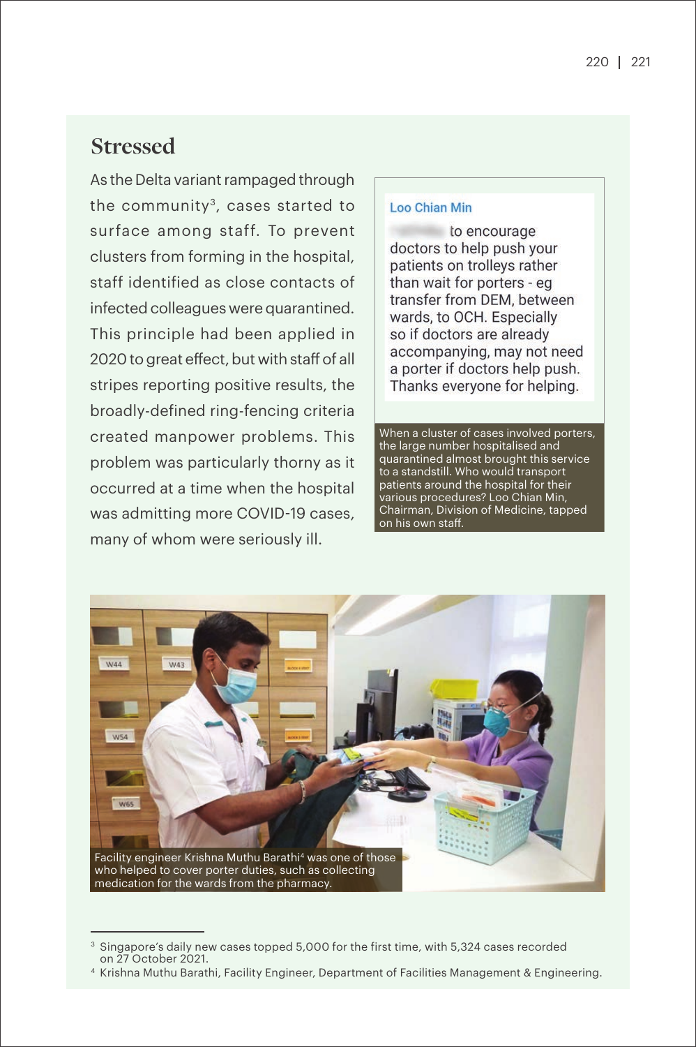## Stressed

As the Delta variant rampaged through the community[3], cases started to surface among staff. To prevent clusters from forming in the hospital, staff identified as close contacts of infected colleagues were quarantined. This principle had been applied in 2020 to great effect, but with staff of all stripes reporting positive results, the broadly-defined ring-fencing criteria created manpower problems. This problem was particularly thorny as it occurred at a time when the hospital was admitting more COVID-19 cases, many of whom were seriously ill.

**Loo Chian Min**

to encourage doctors to help push your patients on trolleys rather than wait for porters - eg transfer from DEM, between wards, to OCH. Especially so if doctors are already accompanying, may not need a porter if doctors help push. Thanks everyone for helping.

When a cluster of cases involved porters, the large number hospitalised and quarantined almost brought this service to a standstill. Who would transport patients around the hospital for their various procedures? Loo Chian Min, Chairman, Division of Medicine, tapped on his own staff.

Facility engineer Krishna Muthu Barathi[4] was one of those who helped to cover porter duties, such as collecting medication for the wards from the pharmacy.

---

[3] Singapore's daily new cases topped 5,000 for the first time, with 5,324 cases recorded on 27 October 2021.

[4] Krishna Muthu Barathi, Facility Engineer, Department of Facilities Management & Engineering.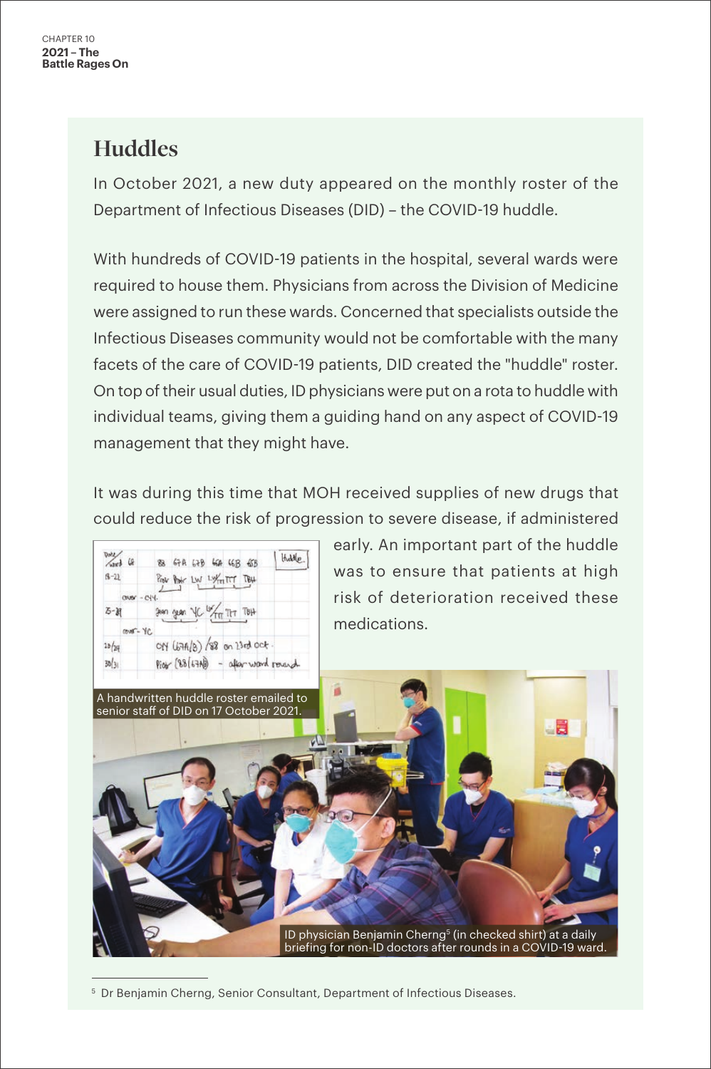## Huddles

In October 2021, a new duty appeared on the monthly roster of the Department of Infectious Diseases (DID) – the COVID-19 huddle.

With hundreds of COVID-19 patients in the hospital, several wards were required to house them. Physicians from across the Division of Medicine were assigned to run these wards. Concerned that specialists outside the Infectious Diseases community would not be comfortable with the many facets of the care of COVID-19 patients, DID created the "huddle" roster. On top of their usual duties, ID physicians were put on a rota to huddle with individual teams, giving them a guiding hand on any aspect of COVID-19 management that they might have.

It was during this time that MOH received supplies of new drugs that could reduce the risk of progression to severe disease, if administered early. An important part of the huddle was to ensure that patients at high risk of deterioration received these medications.

A handwritten huddle roster emailed to senior staff of DID on 17 October 2021.

ID physician Benjamin Cherng[5] (in checked shirt) at a daily briefing for non-ID doctors after rounds in a COVID-19 ward.

[5] Dr Benjamin Cherng, Senior Consultant, Department of Infectious Diseases.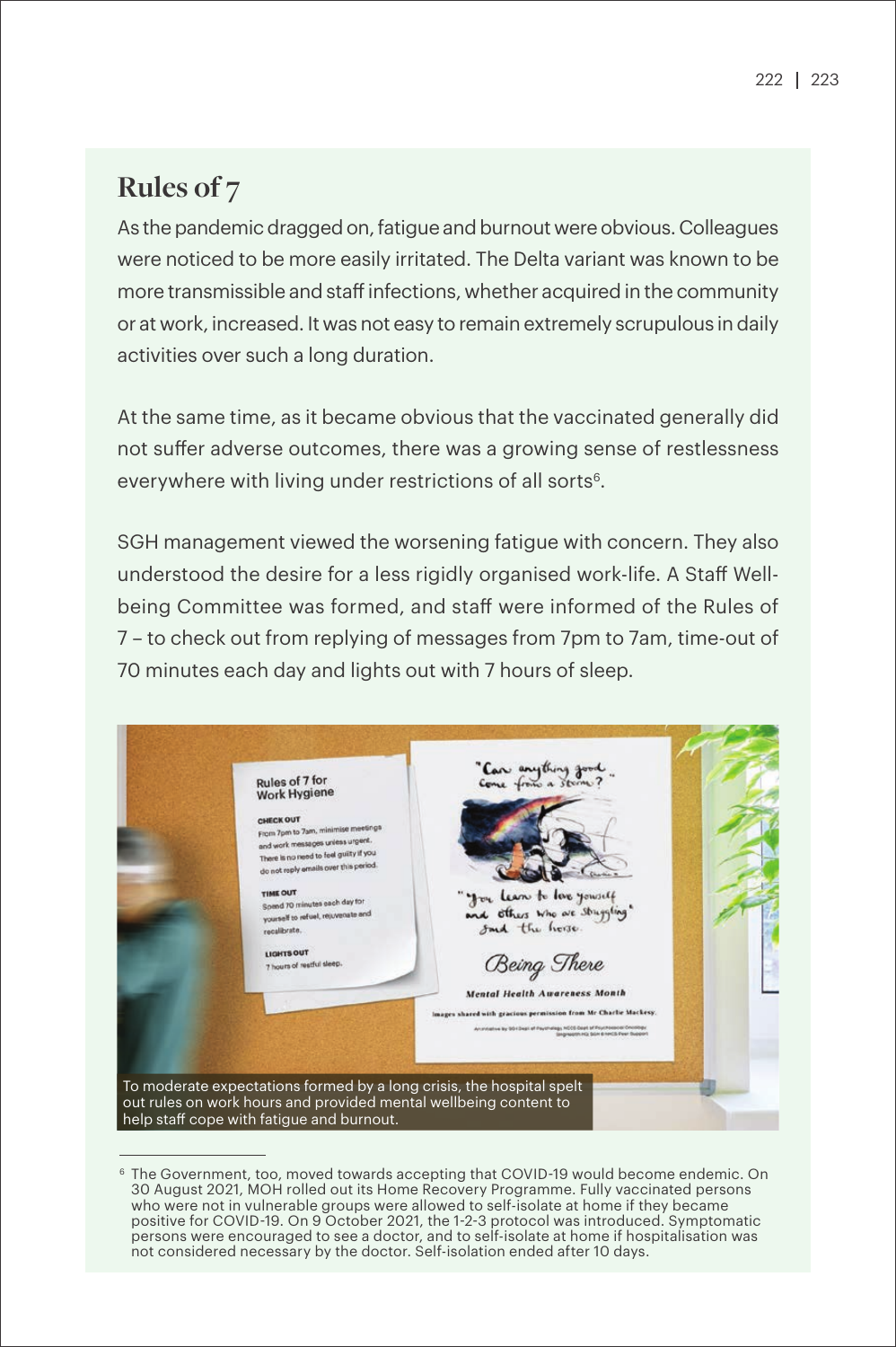## Rules of 7

As the pandemic dragged on, fatigue and burnout were obvious. Colleagues were noticed to be more easily irritated. The Delta variant was known to be more transmissible and staff infections, whether acquired in the community or at work, increased. It was not easy to remain extremely scrupulous in daily activities over such a long duration.

At the same time, as it became obvious that the vaccinated generally did not suffer adverse outcomes, there was a growing sense of restlessness everywhere with living under restrictions of all sorts[6].

SGH management viewed the worsening fatigue with concern. They also understood the desire for a less rigidly organised work-life. A Staff Well-being Committee was formed, and staff were informed of the Rules of 7 – to check out from replying of messages from 7pm to 7am, time-out of 70 minutes each day and lights out with 7 hours of sleep.

To moderate expectations formed by a long crisis, the hospital spelt out rules on work hours and provided mental wellbeing content to help staff cope with fatigue and burnout.

---

[6] The Government, too, moved towards accepting that COVID-19 would become endemic. On 30 August 2021, MOH rolled out its Home Recovery Programme. Fully vaccinated persons who were not in vulnerable groups were allowed to self-isolate at home if they became positive for COVID-19. On 9 October 2021, the 1-2-3 protocol was introduced. Symptomatic persons were encouraged to see a doctor, and to self-isolate at home if hospitalisation was not considered necessary by the doctor. Self-isolation ended after 10 days.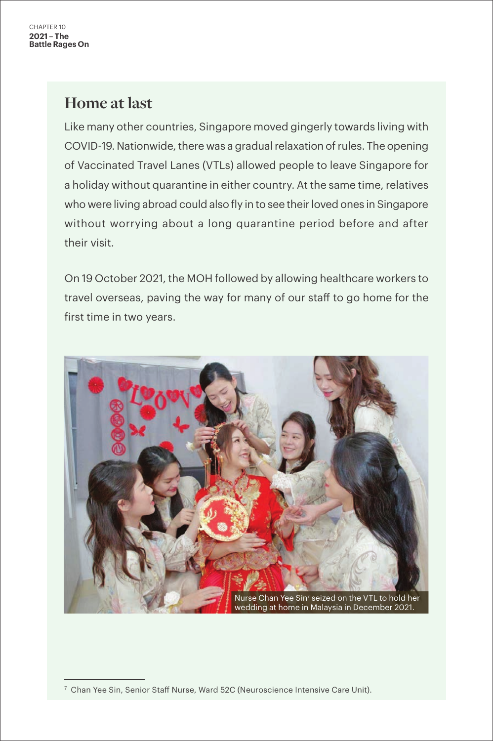## Home at last

Like many other countries, Singapore moved gingerly towards living with COVID-19. Nationwide, there was a gradual relaxation of rules. The opening of Vaccinated Travel Lanes (VTLs) allowed people to leave Singapore for a holiday without quarantine in either country. At the same time, relatives who were living abroad could also fly in to see their loved ones in Singapore without worrying about a long quarantine period before and after their visit.

On 19 October 2021, the MOH followed by allowing healthcare workers to travel overseas, paving the way for many of our staff to go home for the first time in two years.

Nurse Chan Yee Sin[7] seized on the VTL to hold her wedding at home in Malaysia in December 2021.

[7] Chan Yee Sin, Senior Staff Nurse, Ward 52C (Neuroscience Intensive Care Unit).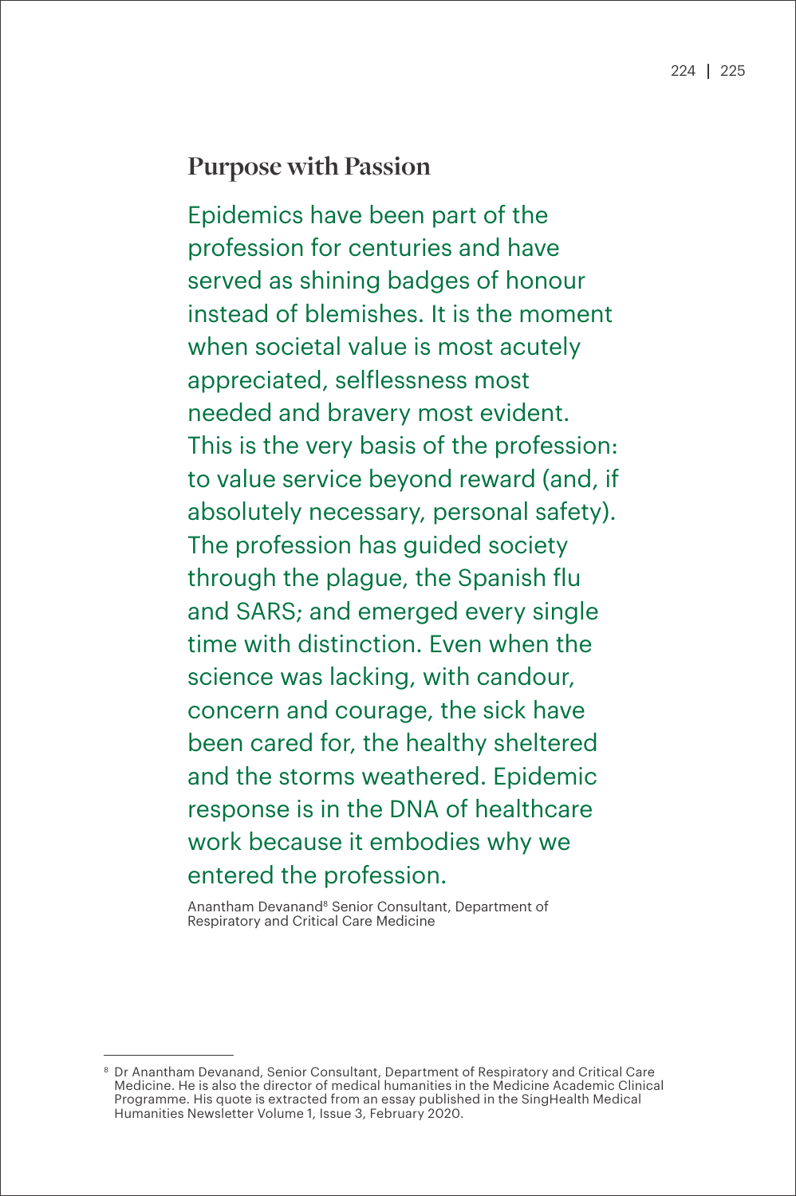## Purpose with Passion

Epidemics have been part of the profession for centuries and have served as shining badges of honour instead of blemishes. It is the moment when societal value is most acutely appreciated, selflessness most needed and bravery most evident. This is the very basis of the profession: to value service beyond reward (and, if absolutely necessary, personal safety). The profession has guided society through the plague, the Spanish flu and SARS; and emerged every single time with distinction. Even when the science was lacking, with candour, concern and courage, the sick have been cared for, the healthy sheltered and the storms weathered. Epidemic response is in the DNA of healthcare work because it embodies why we entered the profession.

Anantham Devanand[8] Senior Consultant, Department of Respiratory and Critical Care Medicine

---

[8] Dr Anantham Devanand, Senior Consultant, Department of Respiratory and Critical Care Medicine. He is also the director of medical humanities in the Medicine Academic Clinical Programme. His quote is extracted from an essay published in the SingHealth Medical Humanities Newsletter Volume 1, Issue 3, February 2020.